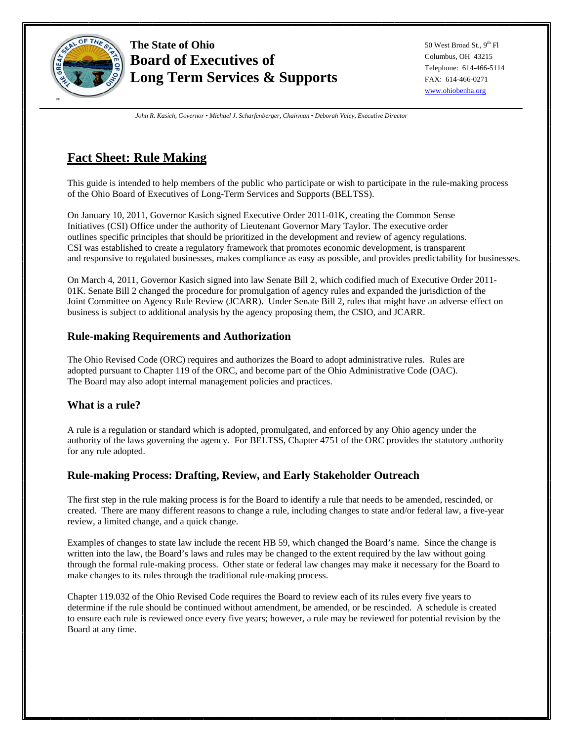**The State of Ohio**
**Board of Executives of**
**Long Term Services & Supports**

50 West Broad St., 9th Fl
Columbus, OH 43215
Telephone: 614-466-5114
FAX: 614-466-0271
www.ohiobenha.org

*John R. Kasich, Governor • Michael J. Scharfenberger, Chairman • Deborah Veley, Executive Director*

# Fact Sheet: Rule Making

This guide is intended to help members of the public who participate or wish to participate in the rule-making process of the Ohio Board of Executives of Long-Term Services and Supports (BELTSS).

On January 10, 2011, Governor Kasich signed Executive Order 2011-01K, creating the Common Sense Initiatives (CSI) Office under the authority of Lieutenant Governor Mary Taylor. The executive order outlines specific principles that should be prioritized in the development and review of agency regulations. CSI was established to create a regulatory framework that promotes economic development, is transparent and responsive to regulated businesses, makes compliance as easy as possible, and provides predictability for businesses.

On March 4, 2011, Governor Kasich signed into law Senate Bill 2, which codified much of Executive Order 2011-01K. Senate Bill 2 changed the procedure for promulgation of agency rules and expanded the jurisdiction of the Joint Committee on Agency Rule Review (JCARR). Under Senate Bill 2, rules that might have an adverse effect on business is subject to additional analysis by the agency proposing them, the CSIO, and JCARR.

## Rule-making Requirements and Authorization

The Ohio Revised Code (ORC) requires and authorizes the Board to adopt administrative rules. Rules are adopted pursuant to Chapter 119 of the ORC, and become part of the Ohio Administrative Code (OAC). The Board may also adopt internal management policies and practices.

## What is a rule?

A rule is a regulation or standard which is adopted, promulgated, and enforced by any Ohio agency under the authority of the laws governing the agency. For BELTSS, Chapter 4751 of the ORC provides the statutory authority for any rule adopted.

## Rule-making Process: Drafting, Review, and Early Stakeholder Outreach

The first step in the rule making process is for the Board to identify a rule that needs to be amended, rescinded, or created. There are many different reasons to change a rule, including changes to state and/or federal law, a five-year review, a limited change, and a quick change.

Examples of changes to state law include the recent HB 59, which changed the Board's name. Since the change is written into the law, the Board's laws and rules may be changed to the extent required by the law without going through the formal rule-making process. Other state or federal law changes may make it necessary for the Board to make changes to its rules through the traditional rule-making process.

Chapter 119.032 of the Ohio Revised Code requires the Board to review each of its rules every five years to determine if the rule should be continued without amendment, be amended, or be rescinded. A schedule is created to ensure each rule is reviewed once every five years; however, a rule may be reviewed for potential revision by the Board at any time.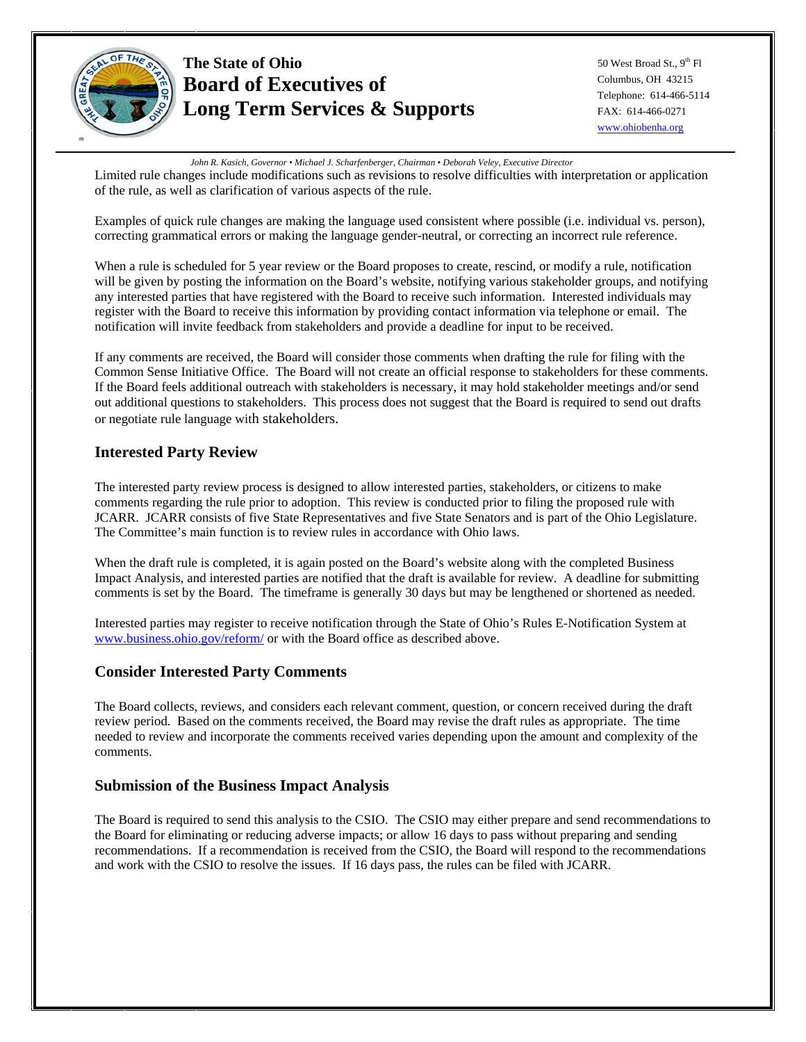Limited rule changes include modifications such as revisions to resolve difficulties with interpretation or application of the rule, as well as clarification of various aspects of the rule.

Examples of quick rule changes are making the language used consistent where possible (i.e. individual vs. person), correcting grammatical errors or making the language gender-neutral, or correcting an incorrect rule reference.

When a rule is scheduled for 5 year review or the Board proposes to create, rescind, or modify a rule, notification will be given by posting the information on the Board's website, notifying various stakeholder groups, and notifying any interested parties that have registered with the Board to receive such information. Interested individuals may register with the Board to receive this information by providing contact information via telephone or email. The notification will invite feedback from stakeholders and provide a deadline for input to be received.

If any comments are received, the Board will consider those comments when drafting the rule for filing with the Common Sense Initiative Office. The Board will not create an official response to stakeholders for these comments. If the Board feels additional outreach with stakeholders is necessary, it may hold stakeholder meetings and/or send out additional questions to stakeholders. This process does not suggest that the Board is required to send out drafts or negotiate rule language with stakeholders.

## Interested Party Review

The interested party review process is designed to allow interested parties, stakeholders, or citizens to make comments regarding the rule prior to adoption. This review is conducted prior to filing the proposed rule with JCARR. JCARR consists of five State Representatives and five State Senators and is part of the Ohio Legislature. The Committee's main function is to review rules in accordance with Ohio laws.

When the draft rule is completed, it is again posted on the Board's website along with the completed Business Impact Analysis, and interested parties are notified that the draft is available for review. A deadline for submitting comments is set by the Board. The timeframe is generally 30 days but may be lengthened or shortened as needed.

Interested parties may register to receive notification through the State of Ohio's Rules E-Notification System at www.business.ohio.gov/reform/ or with the Board office as described above.

## Consider Interested Party Comments

The Board collects, reviews, and considers each relevant comment, question, or concern received during the draft review period. Based on the comments received, the Board may revise the draft rules as appropriate. The time needed to review and incorporate the comments received varies depending upon the amount and complexity of the comments.

## Submission of the Business Impact Analysis

The Board is required to send this analysis to the CSIO. The CSIO may either prepare and send recommendations to the Board for eliminating or reducing adverse impacts; or allow 16 days to pass without preparing and sending recommendations. If a recommendation is received from the CSIO, the Board will respond to the recommendations and work with the CSIO to resolve the issues. If 16 days pass, the rules can be filed with JCARR.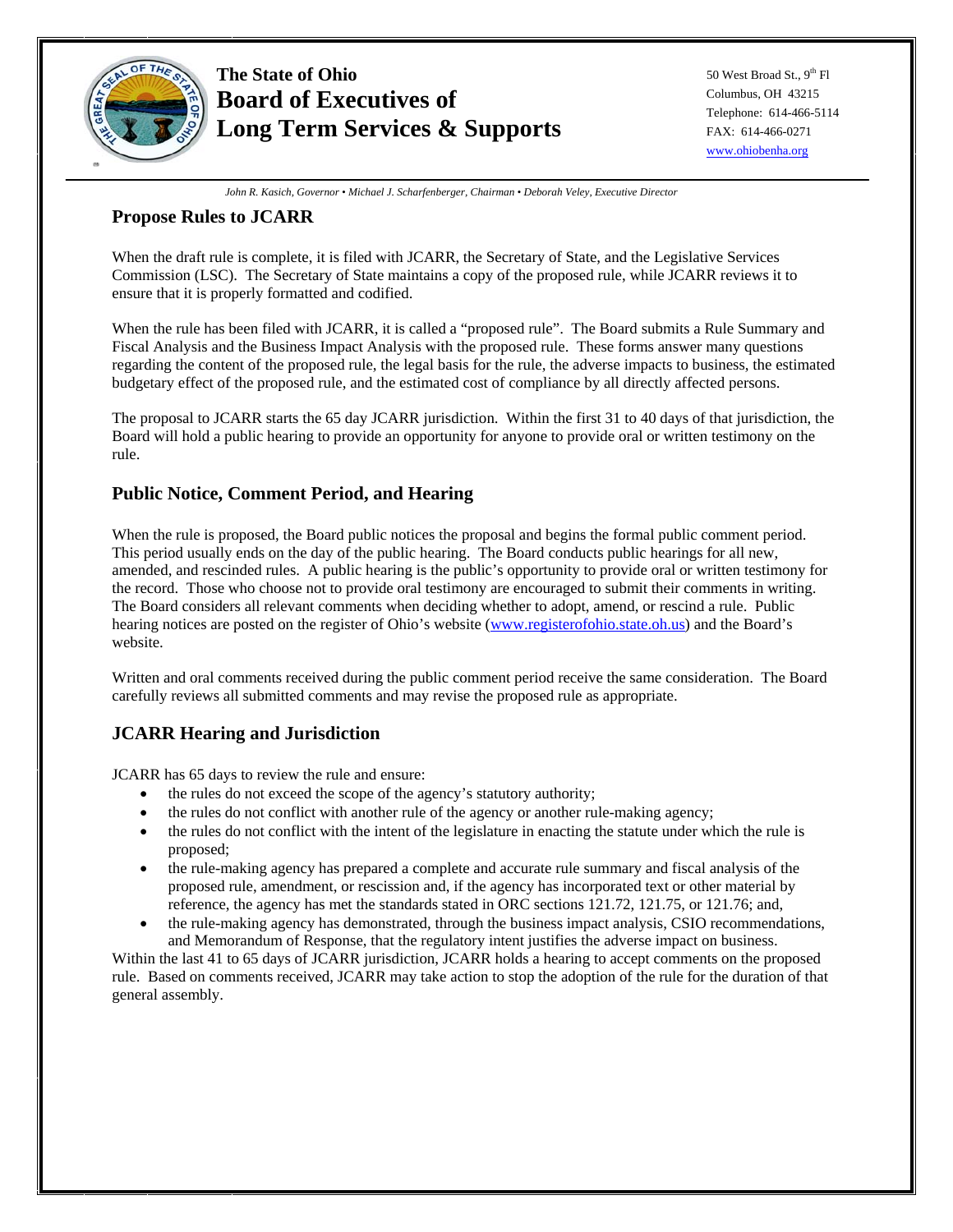## Propose Rules to JCARR

When the draft rule is complete, it is filed with JCARR, the Secretary of State, and the Legislative Services Commission (LSC). The Secretary of State maintains a copy of the proposed rule, while JCARR reviews it to ensure that it is properly formatted and codified.

When the rule has been filed with JCARR, it is called a "proposed rule". The Board submits a Rule Summary and Fiscal Analysis and the Business Impact Analysis with the proposed rule. These forms answer many questions regarding the content of the proposed rule, the legal basis for the rule, the adverse impacts to business, the estimated budgetary effect of the proposed rule, and the estimated cost of compliance by all directly affected persons.

The proposal to JCARR starts the 65 day JCARR jurisdiction. Within the first 31 to 40 days of that jurisdiction, the Board will hold a public hearing to provide an opportunity for anyone to provide oral or written testimony on the rule.

## Public Notice, Comment Period, and Hearing

When the rule is proposed, the Board public notices the proposal and begins the formal public comment period. This period usually ends on the day of the public hearing. The Board conducts public hearings for all new, amended, and rescinded rules. A public hearing is the public's opportunity to provide oral or written testimony for the record. Those who choose not to provide oral testimony are encouraged to submit their comments in writing. The Board considers all relevant comments when deciding whether to adopt, amend, or rescind a rule. Public hearing notices are posted on the register of Ohio's website (www.registerofohio.state.oh.us) and the Board's website.

Written and oral comments received during the public comment period receive the same consideration. The Board carefully reviews all submitted comments and may revise the proposed rule as appropriate.

## JCARR Hearing and Jurisdiction

JCARR has 65 days to review the rule and ensure:

- the rules do not exceed the scope of the agency's statutory authority;
- the rules do not conflict with another rule of the agency or another rule-making agency;
- the rules do not conflict with the intent of the legislature in enacting the statute under which the rule is proposed;
- the rule-making agency has prepared a complete and accurate rule summary and fiscal analysis of the proposed rule, amendment, or rescission and, if the agency has incorporated text or other material by reference, the agency has met the standards stated in ORC sections 121.72, 121.75, or 121.76; and,
- the rule-making agency has demonstrated, through the business impact analysis, CSIO recommendations, and Memorandum of Response, that the regulatory intent justifies the adverse impact on business.

Within the last 41 to 65 days of JCARR jurisdiction, JCARR holds a hearing to accept comments on the proposed rule. Based on comments received, JCARR may take action to stop the adoption of the rule for the duration of that general assembly.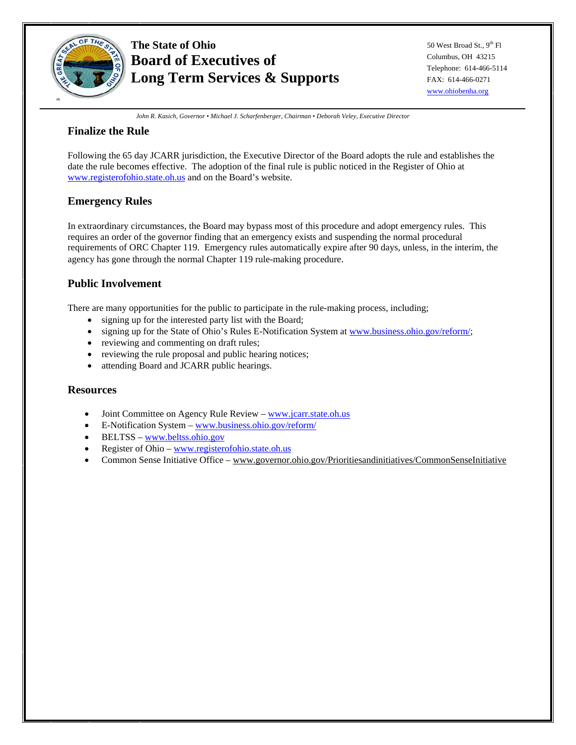**The State of Ohio**
**Board of Executives of**
**Long Term Services & Supports**

50 West Broad St., 9th Fl
Columbus, OH 43215
Telephone: 614-466-5114
FAX: 614-466-0271
www.ohiobenha.org

*John R. Kasich, Governor • Michael J. Scharfenberger, Chairman • Deborah Veley, Executive Director*

## Finalize the Rule

Following the 65 day JCARR jurisdiction, the Executive Director of the Board adopts the rule and establishes the date the rule becomes effective. The adoption of the final rule is public noticed in the Register of Ohio at www.registerofohio.state.oh.us and on the Board's website.

## Emergency Rules

In extraordinary circumstances, the Board may bypass most of this procedure and adopt emergency rules. This requires an order of the governor finding that an emergency exists and suspending the normal procedural requirements of ORC Chapter 119. Emergency rules automatically expire after 90 days, unless, in the interim, the agency has gone through the normal Chapter 119 rule-making procedure.

## Public Involvement

There are many opportunities for the public to participate in the rule-making process, including;

- signing up for the interested party list with the Board;
- signing up for the State of Ohio's Rules E-Notification System at www.business.ohio.gov/reform/;
- reviewing and commenting on draft rules;
- reviewing the rule proposal and public hearing notices;
- attending Board and JCARR public hearings.

## Resources

- Joint Committee on Agency Rule Review – www.jcarr.state.oh.us
- E-Notification System – www.business.ohio.gov/reform/
- BELTSS – www.beltss.ohio.gov
- Register of Ohio – www.registerofohio.state.oh.us
- Common Sense Initiative Office – www.governor.ohio.gov/PrioritiesandinitiativesCommonSenseInitiative